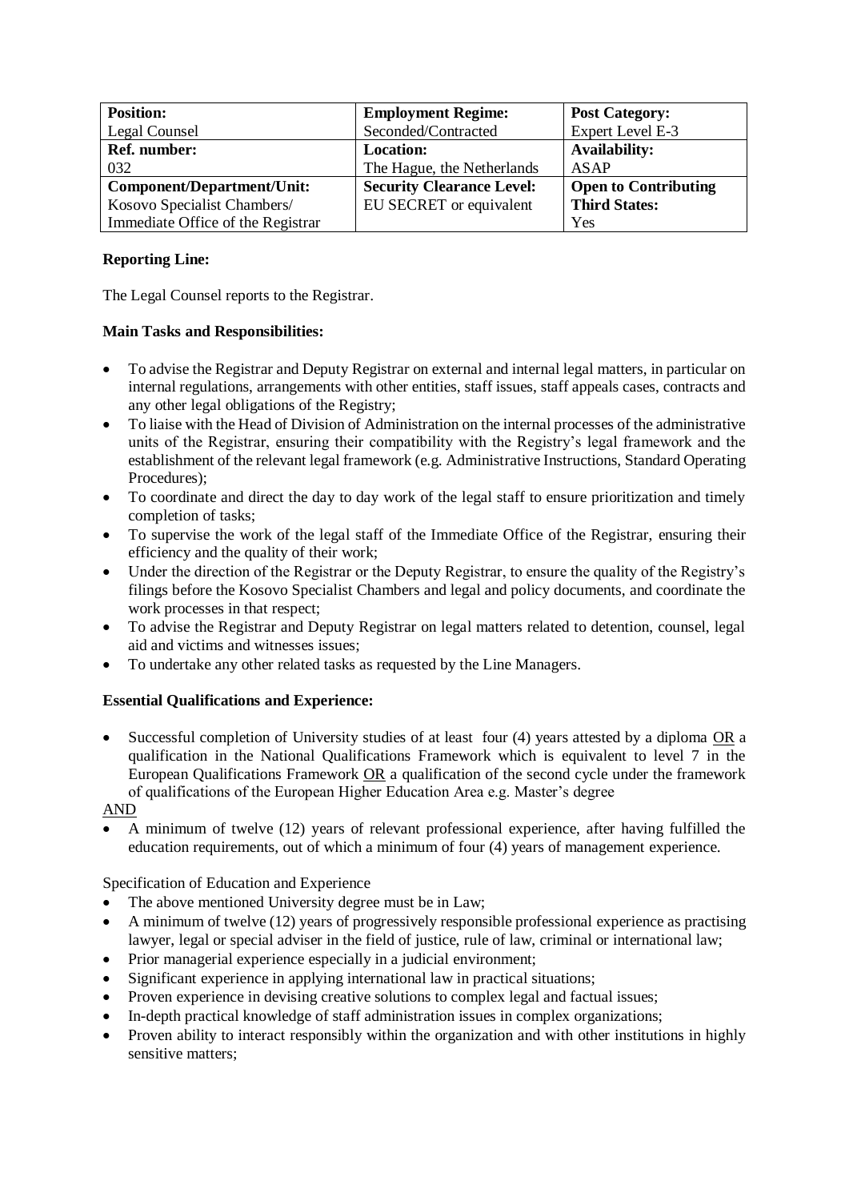| Position: | Employment Regime: | Post Category: |
|---|---|---|
| Legal Counsel | Seconded/Contracted | Expert Level E-3 |
| **Ref. number:** | **Location:** | **Availability:** |
| 032 | The Hague, the Netherlands | ASAP |
| **Component/Department/Unit:** | **Security Clearance Level:** | **Open to Contributing Third States:** |
| Kosovo Specialist Chambers/ Immediate Office of the Registrar | EU SECRET or equivalent | Yes |

**Reporting Line:**

The Legal Counsel reports to the Registrar.

**Main Tasks and Responsibilities:**

- To advise the Registrar and Deputy Registrar on external and internal legal matters, in particular on internal regulations, arrangements with other entities, staff issues, staff appeals cases, contracts and any other legal obligations of the Registry;
- To liaise with the Head of Division of Administration on the internal processes of the administrative units of the Registrar, ensuring their compatibility with the Registry's legal framework and the establishment of the relevant legal framework (e.g. Administrative Instructions, Standard Operating Procedures);
- To coordinate and direct the day to day work of the legal staff to ensure prioritization and timely completion of tasks;
- To supervise the work of the legal staff of the Immediate Office of the Registrar, ensuring their efficiency and the quality of their work;
- Under the direction of the Registrar or the Deputy Registrar, to ensure the quality of the Registry's filings before the Kosovo Specialist Chambers and legal and policy documents, and coordinate the work processes in that respect;
- To advise the Registrar and Deputy Registrar on legal matters related to detention, counsel, legal aid and victims and witnesses issues;
- To undertake any other related tasks as requested by the Line Managers.

**Essential Qualifications and Experience:**

- Successful completion of University studies of at least four (4) years attested by a diploma OR a qualification in the National Qualifications Framework which is equivalent to level 7 in the European Qualifications Framework OR a qualification of the second cycle under the framework of qualifications of the European Higher Education Area e.g. Master's degree

AND

- A minimum of twelve (12) years of relevant professional experience, after having fulfilled the education requirements, out of which a minimum of four (4) years of management experience.

Specification of Education and Experience

- The above mentioned University degree must be in Law;
- A minimum of twelve (12) years of progressively responsible professional experience as practising lawyer, legal or special adviser in the field of justice, rule of law, criminal or international law;
- Prior managerial experience especially in a judicial environment;
- Significant experience in applying international law in practical situations;
- Proven experience in devising creative solutions to complex legal and factual issues;
- In-depth practical knowledge of staff administration issues in complex organizations;
- Proven ability to interact responsibly within the organization and with other institutions in highly sensitive matters;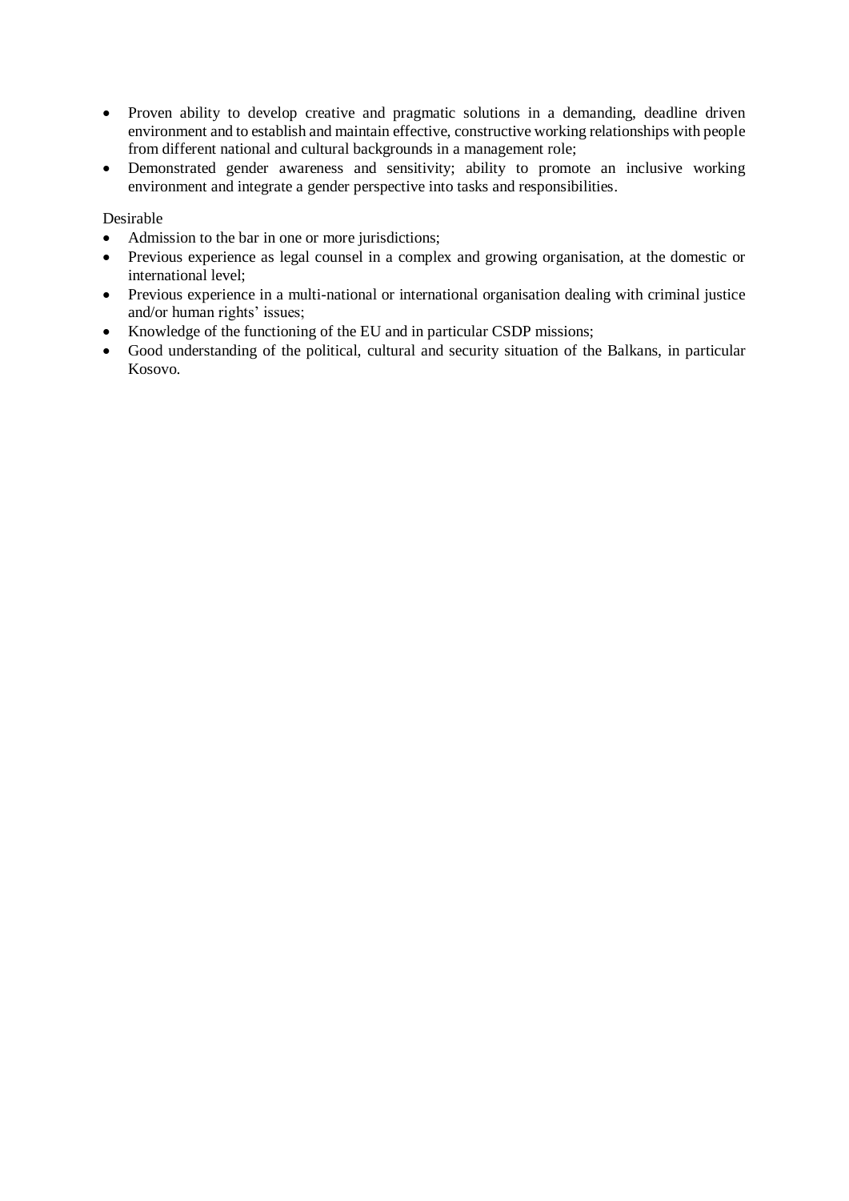- Proven ability to develop creative and pragmatic solutions in a demanding, deadline driven environment and to establish and maintain effective, constructive working relationships with people from different national and cultural backgrounds in a management role;
- Demonstrated gender awareness and sensitivity; ability to promote an inclusive working environment and integrate a gender perspective into tasks and responsibilities.

Desirable

- Admission to the bar in one or more jurisdictions;
- Previous experience as legal counsel in a complex and growing organisation, at the domestic or international level;
- Previous experience in a multi-national or international organisation dealing with criminal justice and/or human rights' issues;
- Knowledge of the functioning of the EU and in particular CSDP missions;
- Good understanding of the political, cultural and security situation of the Balkans, in particular Kosovo.